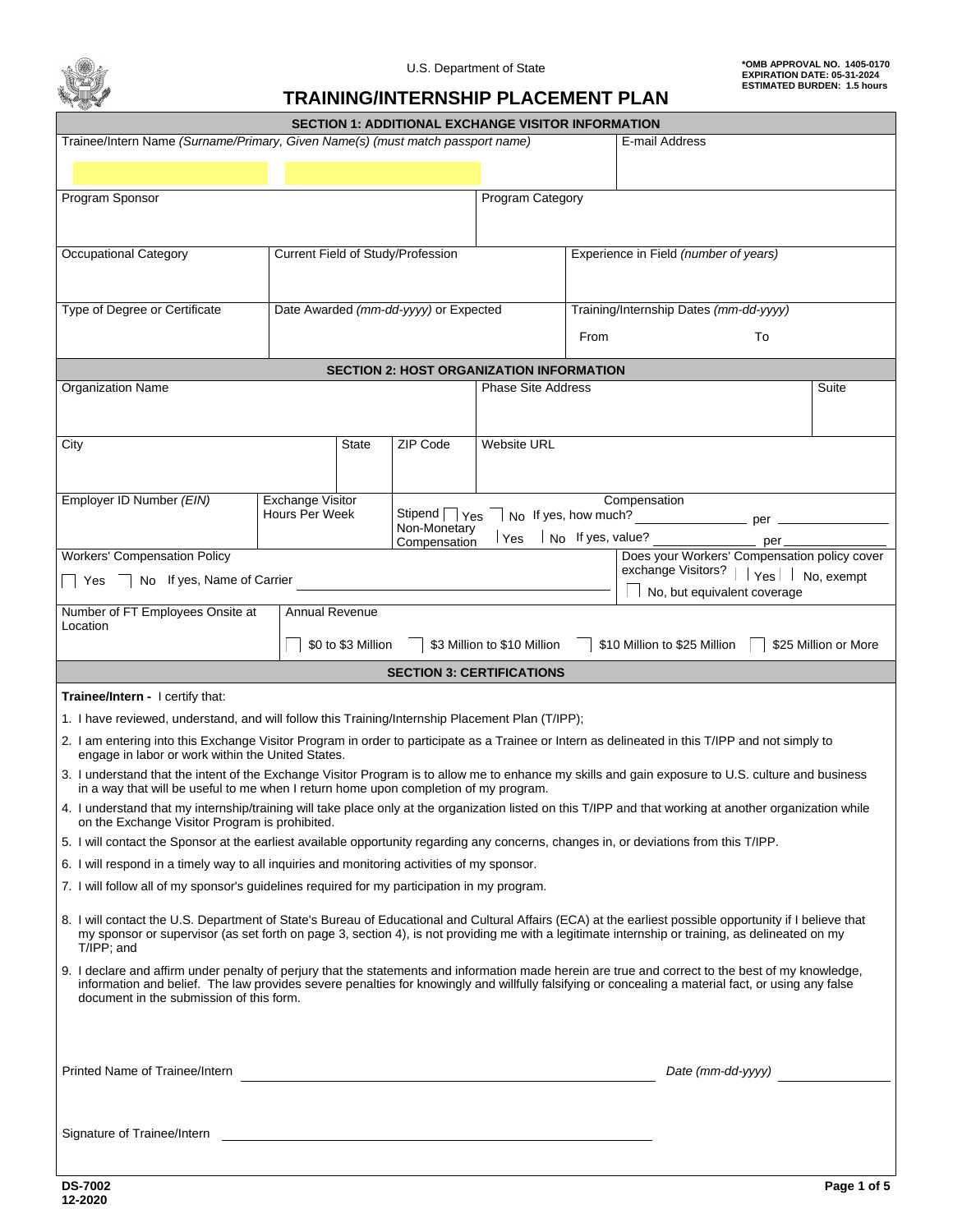U.S. Department of State

**\*OMB APPROVAL NO. 1405-0170**
**EXPIRATION DATE: 05-31-2024**
**ESTIMATED BURDEN: 1.5 hours**

# TRAINING/INTERNSHIP PLACEMENT PLAN

## SECTION 1: ADDITIONAL EXCHANGE VISITOR INFORMATION

| Trainee/Intern Name *(Surname/Primary, Given Name(s) (must match passport name)* | | E-mail Address |
|---|---|---|
| | | |

| Program Sponsor | Program Category |
|---|---|
| | |

| Occupational Category | Current Field of Study/Profession | Experience in Field *(number of years)* |
|---|---|---|
| | | |

| Type of Degree or Certificate | Date Awarded *(mm-dd-yyyy)* or Expected | Training/Internship Dates *(mm-dd-yyyy)* From To |
|---|---|---|
| | | |

## SECTION 2: HOST ORGANIZATION INFORMATION

| Organization Name | Phase Site Address | Suite |
|---|---|---|
| | | |

| City | State | ZIP Code | Website URL |
|---|---|---|---|
| | | | |

| Employer ID Number *(EIN)* | Exchange Visitor Hours Per Week | Compensation |
|---|---|---|
| | | Stipend ☐ Yes ☐ No If yes, how much? ______ per ______ |
| | | Non-Monetary Compensation ☐ Yes ☐ No If yes, value? ______ per ______ |

| Workers' Compensation Policy | Does your Workers' Compensation policy cover exchange Visitors? |
|---|---|
| ☐ Yes ☐ No If yes, Name of Carrier ______ | ☐ Yes ☐ No, exempt ☐ No, but equivalent coverage |

| Number of FT Employees Onsite at Location | Annual Revenue |
|---|---|
| | ☐ $0 to $3 Million ☐ $3 Million to $10 Million ☐ $10 Million to $25 Million ☐ $25 Million or More |

## SECTION 3: CERTIFICATIONS

**Trainee/Intern -** I certify that:

1. I have reviewed, understand, and will follow this Training/Internship Placement Plan (T/IPP);
2. I am entering into this Exchange Visitor Program in order to participate as a Trainee or Intern as delineated in this T/IPP and not simply to engage in labor or work within the United States.
3. I understand that the intent of the Exchange Visitor Program is to allow me to enhance my skills and gain exposure to U.S. culture and business in a way that will be useful to me when I return home upon completion of my program.
4. I understand that my internship/training will take place only at the organization listed on this T/IPP and that working at another organization while on the Exchange Visitor Program is prohibited.
5. I will contact the Sponsor at the earliest available opportunity regarding any concerns, changes in, or deviations from this T/IPP.
6. I will respond in a timely way to all inquiries and monitoring activities of my sponsor.
7. I will follow all of my sponsor's guidelines required for my participation in my program.
8. I will contact the U.S. Department of State's Bureau of Educational and Cultural Affairs (ECA) at the earliest possible opportunity if I believe that my sponsor or supervisor (as set forth on page 3, section 4), is not providing me with a legitimate internship or training, as delineated on my T/IPP; and
9. I declare and affirm under penalty of perjury that the statements and information made herein are true and correct to the best of my knowledge, information and belief. The law provides severe penalties for knowingly and willfully falsifying or concealing a material fact, or using any false document in the submission of this form.

Printed Name of Trainee/Intern ______________________ *Date (mm-dd-yyyy)* ______________

Signature of Trainee/Intern ______________________

**DS-7002**
**12-2020**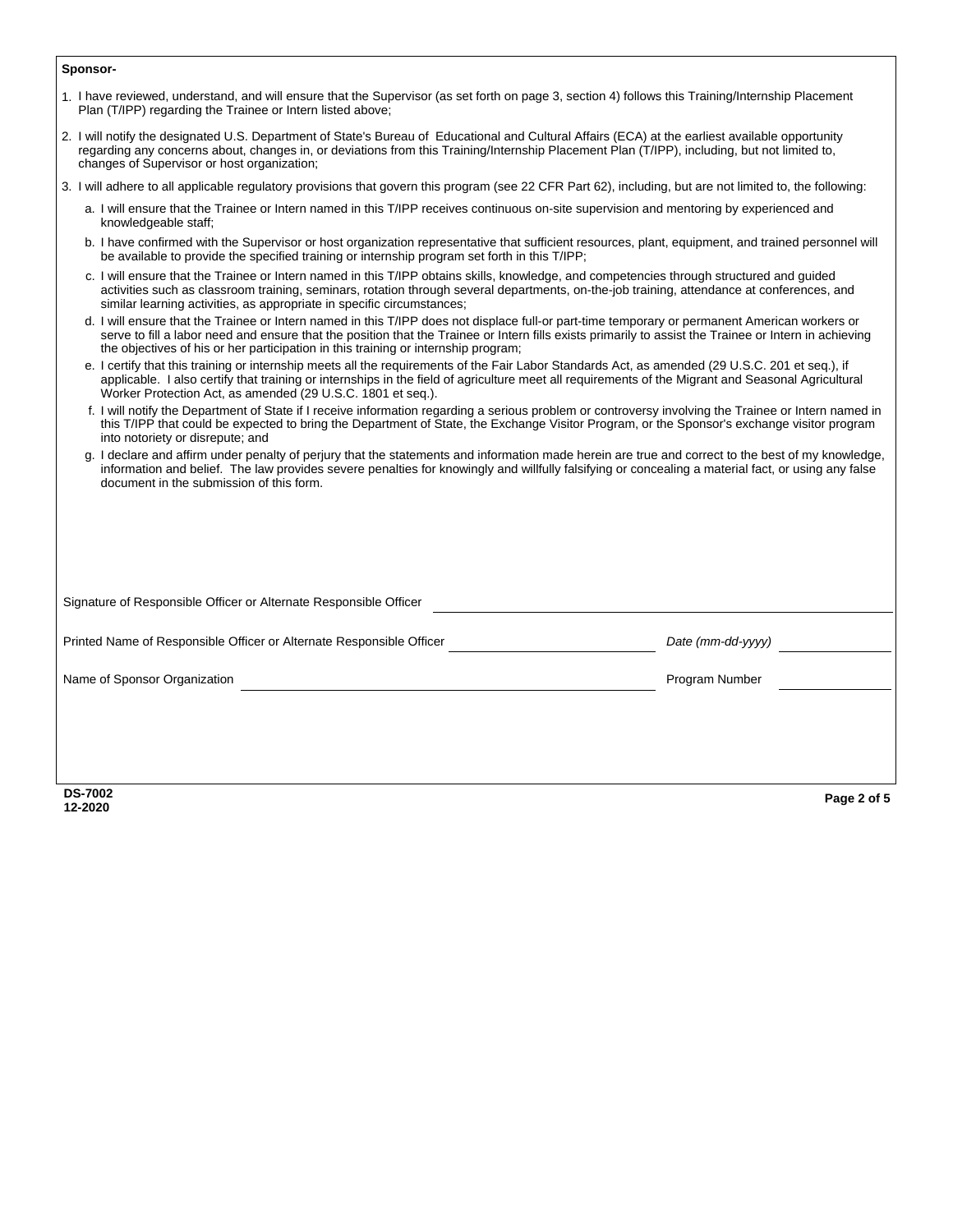**Sponsor-**

1. I have reviewed, understand, and will ensure that the Supervisor (as set forth on page 3, section 4) follows this Training/Internship Placement Plan (T/IPP) regarding the Trainee or Intern listed above;
2. I will notify the designated U.S. Department of State's Bureau of Educational and Cultural Affairs (ECA) at the earliest available opportunity regarding any concerns about, changes in, or deviations from this Training/Internship Placement Plan (T/IPP), including, but not limited to, changes of Supervisor or host organization;
3. I will adhere to all applicable regulatory provisions that govern this program (see 22 CFR Part 62), including, but are not limited to, the following:
   a. I will ensure that the Trainee or Intern named in this T/IPP receives continuous on-site supervision and mentoring by experienced and knowledgeable staff;
   b. I have confirmed with the Supervisor or host organization representative that sufficient resources, plant, equipment, and trained personnel will be available to provide the specified training or internship program set forth in this T/IPP;
   c. I will ensure that the Trainee or Intern named in this T/IPP obtains skills, knowledge, and competencies through structured and guided activities such as classroom training, seminars, rotation through several departments, on-the-job training, attendance at conferences, and similar learning activities, as appropriate in specific circumstances;
   d. I will ensure that the Trainee or Intern named in this T/IPP does not displace full-or part-time temporary or permanent American workers or serve to fill a labor need and ensure that the position that the Trainee or Intern fills exists primarily to assist the Trainee or Intern in achieving the objectives of his or her participation in this training or internship program;
   e. I certify that this training or internship meets all the requirements of the Fair Labor Standards Act, as amended (29 U.S.C. 201 et seq.), if applicable. I also certify that training or internships in the field of agriculture meet all requirements of the Migrant and Seasonal Agricultural Worker Protection Act, as amended (29 U.S.C. 1801 et seq.).
   f. I will notify the Department of State if I receive information regarding a serious problem or controversy involving the Trainee or Intern named in this T/IPP that could be expected to bring the Department of State, the Exchange Visitor Program, or the Sponsor's exchange visitor program into notoriety or disrepute; and
   g. I declare and affirm under penalty of perjury that the statements and information made herein are true and correct to the best of my knowledge, information and belief. The law provides severe penalties for knowingly and willfully falsifying or concealing a material fact, or using any false document in the submission of this form.

Signature of Responsible Officer or Alternate Responsible Officer ______________________________

Printed Name of Responsible Officer or Alternate Responsible Officer ______________________ *Date (mm-dd-yyyy)* __________

Name of Sponsor Organization ______________________________ Program Number __________

**DS-7002**
**12-2020**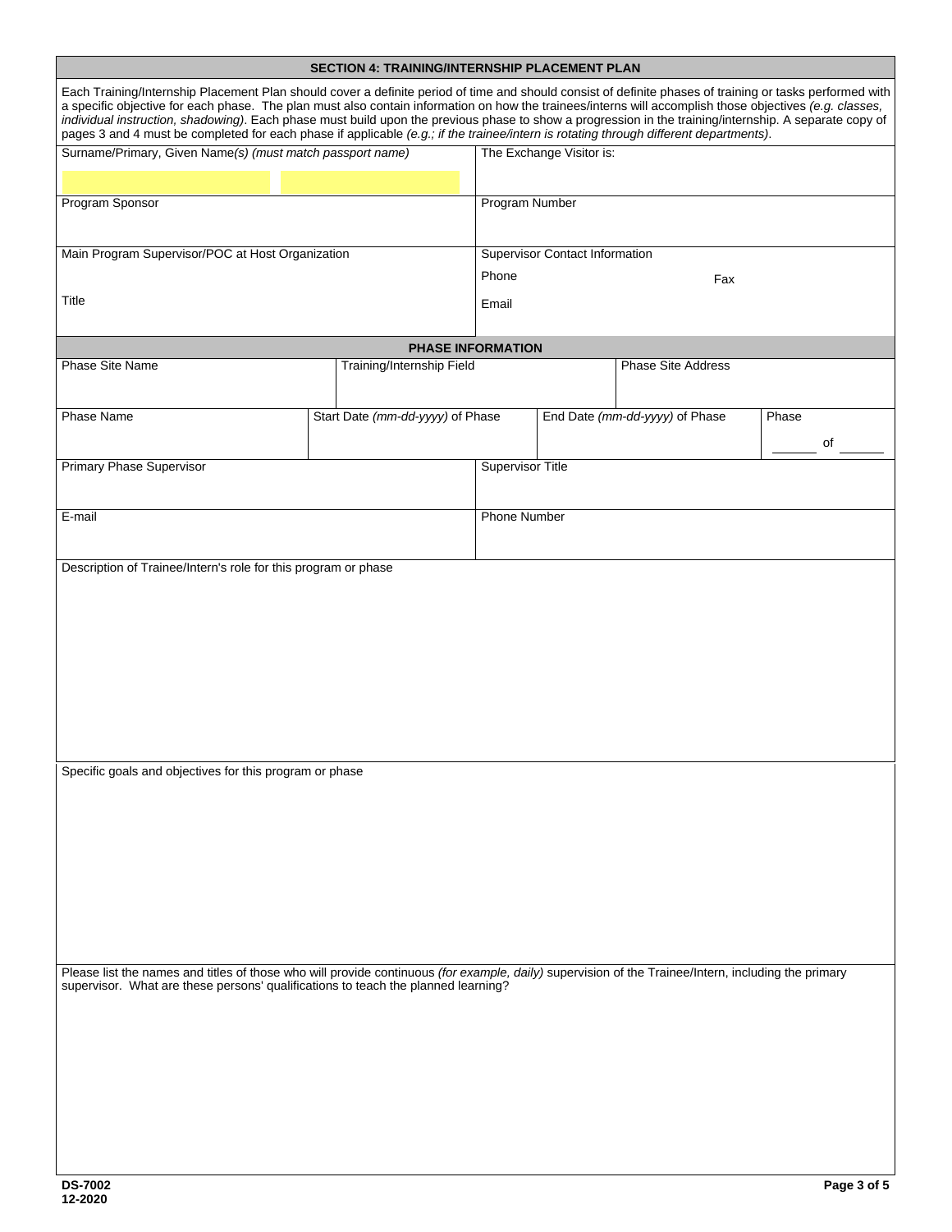## SECTION 4: TRAINING/INTERNSHIP PLACEMENT PLAN

Each Training/Internship Placement Plan should cover a definite period of time and should consist of definite phases of training or tasks performed with a specific objective for each phase. The plan must also contain information on how the trainees/interns will accomplish those objectives *(e.g. classes, individual instruction, shadowing)*. Each phase must build upon the previous phase to show a progression in the training/internship. A separate copy of pages 3 and 4 must be completed for each phase if applicable *(e.g.; if the trainee/intern is rotating through different departments)*.

| Surname/Primary, Given Name(s) *(must match passport name)* | The Exchange Visitor is: |
|---|---|
| | |
| Program Sponsor | Program Number |
| | |
| Main Program Supervisor/POC at Host Organization | Supervisor Contact Information |
| | Phone &nbsp;&nbsp;&nbsp;&nbsp; Fax |
| Title | Email |

### PHASE INFORMATION

| Phase Site Name | Training/Internship Field | Phase Site Address |
|---|---|---|
| | | |

| Phase Name | Start Date *(mm-dd-yyyy)* of Phase | End Date *(mm-dd-yyyy)* of Phase | Phase |
|---|---|---|---|
| | | | ______ of ______ |

| Primary Phase Supervisor | Supervisor Title |
|---|---|
| | |
| E-mail | Phone Number |
| | |

Description of Trainee/Intern's role for this program or phase

Specific goals and objectives for this program or phase

Please list the names and titles of those who will provide continuous *(for example, daily)* supervision of the Trainee/Intern, including the primary supervisor. What are these persons' qualifications to teach the planned learning?

DS-7002
12-2020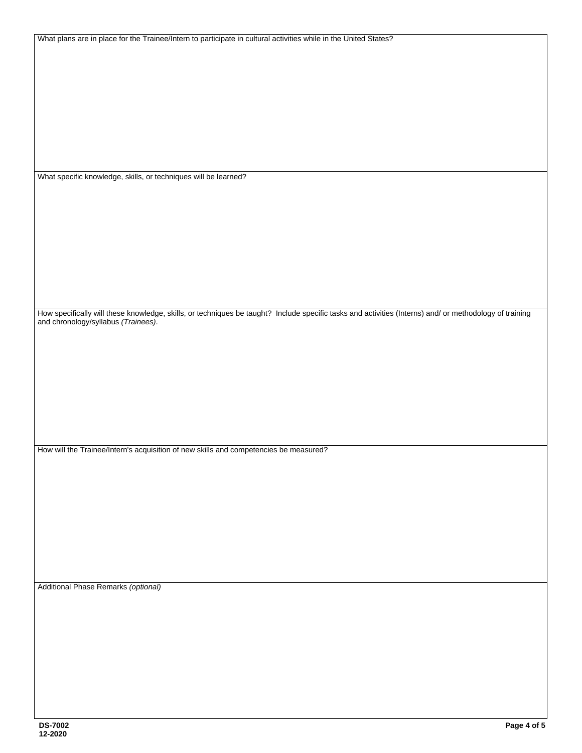What plans are in place for the Trainee/Intern to participate in cultural activities while in the United States?

What specific knowledge, skills, or techniques will be learned?

How specifically will these knowledge, skills, or techniques be taught? Include specific tasks and activities (Interns) and/ or methodology of training and chronology/syllabus *(Trainees)*.

How will the Trainee/Intern's acquisition of new skills and competencies be measured?

Additional Phase Remarks *(optional)*

**DS-7002**
**12-2020**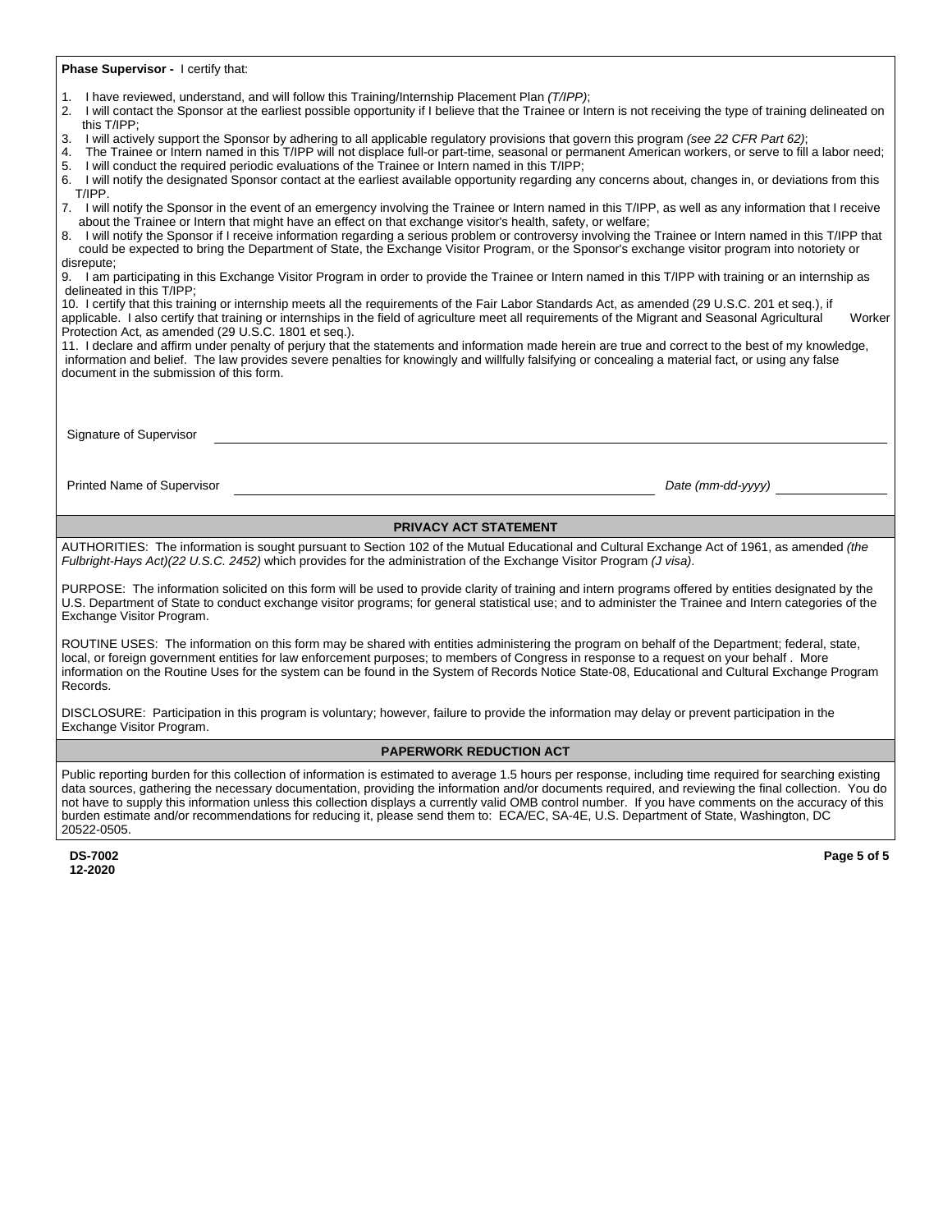**Phase Supervisor -** I certify that:

1. I have reviewed, understand, and will follow this Training/Internship Placement Plan *(T/IPP)*;
2. I will contact the Sponsor at the earliest possible opportunity if I believe that the Trainee or Intern is not receiving the type of training delineated on this T/IPP;
3. I will actively support the Sponsor by adhering to all applicable regulatory provisions that govern this program *(see 22 CFR Part 62)*;
4. The Trainee or Intern named in this T/IPP will not displace full-or part-time, seasonal or permanent American workers, or serve to fill a labor need;
5. I will conduct the required periodic evaluations of the Trainee or Intern named in this T/IPP;
6. I will notify the designated Sponsor contact at the earliest available opportunity regarding any concerns about, changes in, or deviations from this T/IPP.
7. I will notify the Sponsor in the event of an emergency involving the Trainee or Intern named in this T/IPP, as well as any information that I receive about the Trainee or Intern that might have an effect on that exchange visitor's health, safety, or welfare;
8. I will notify the Sponsor if I receive information regarding a serious problem or controversy involving the Trainee or Intern named in this T/IPP that could be expected to bring the Department of State, the Exchange Visitor Program, or the Sponsor's exchange visitor program into notoriety or disrepute;
9. I am participating in this Exchange Visitor Program in order to provide the Trainee or Intern named in this T/IPP with training or an internship as delineated in this T/IPP;
10. I certify that this training or internship meets all the requirements of the Fair Labor Standards Act, as amended (29 U.S.C. 201 et seq.), if applicable. I also certify that training or internships in the field of agriculture meet all requirements of the Migrant and Seasonal Agricultural Worker Protection Act, as amended (29 U.S.C. 1801 et seq.).
11. I declare and affirm under penalty of perjury that the statements and information made herein are true and correct to the best of my knowledge, information and belief. The law provides severe penalties for knowingly and willfully falsifying or concealing a material fact, or using any false document in the submission of this form.

Signature of Supervisor ______________________________

Printed Name of Supervisor ______________________________ *Date (mm-dd-yyyy)* ______________

## PRIVACY ACT STATEMENT

AUTHORITIES: The information is sought pursuant to Section 102 of the Mutual Educational and Cultural Exchange Act of 1961, as amended *(the Fulbright-Hays Act)(22 U.S.C. 2452)* which provides for the administration of the Exchange Visitor Program *(J visa)*.

PURPOSE: The information solicited on this form will be used to provide clarity of training and intern programs offered by entities designated by the U.S. Department of State to conduct exchange visitor programs; for general statistical use; and to administer the Trainee and Intern categories of the Exchange Visitor Program.

ROUTINE USES: The information on this form may be shared with entities administering the program on behalf of the Department; federal, state, local, or foreign government entities for law enforcement purposes; to members of Congress in response to a request on your behalf . More information on the Routine Uses for the system can be found in the System of Records Notice State-08, Educational and Cultural Exchange Program Records.

DISCLOSURE: Participation in this program is voluntary; however, failure to provide the information may delay or prevent participation in the Exchange Visitor Program.

## PAPERWORK REDUCTION ACT

Public reporting burden for this collection of information is estimated to average 1.5 hours per response, including time required for searching existing data sources, gathering the necessary documentation, providing the information and/or documents required, and reviewing the final collection. You do not have to supply this information unless this collection displays a currently valid OMB control number. If you have comments on the accuracy of this burden estimate and/or recommendations for reducing it, please send them to: ECA/EC, SA-4E, U.S. Department of State, Washington, DC 20522-0505.

**DS-7002**
**12-2020**